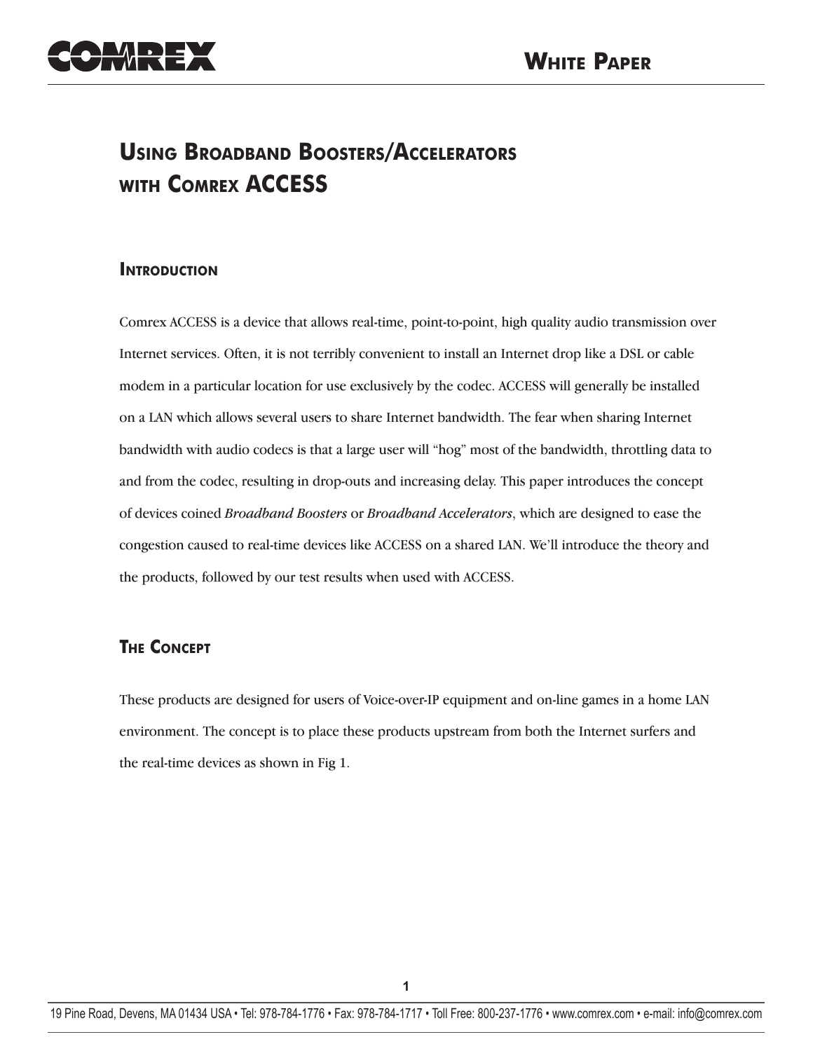# Using Broadband Boosters/Accelerators with Comrex ACCESS

## Introduction

Comrex ACCESS is a device that allows real-time, point-to-point, high quality audio transmission over Internet services. Often, it is not terribly convenient to install an Internet drop like a DSL or cable modem in a particular location for use exclusively by the codec. ACCESS will generally be installed on a LAN which allows several users to share Internet bandwidth. The fear when sharing Internet bandwidth with audio codecs is that a large user will "hog" most of the bandwidth, throttling data to and from the codec, resulting in drop-outs and increasing delay. This paper introduces the concept of devices coined *Broadband Boosters* or *Broadband Accelerators*, which are designed to ease the congestion caused to real-time devices like ACCESS on a shared LAN. We'll introduce the theory and the products, followed by our test results when used with ACCESS.

## The Concept

These products are designed for users of Voice-over-IP equipment and on-line games in a home LAN environment. The concept is to place these products upstream from both the Internet surfers and the real-time devices as shown in Fig 1.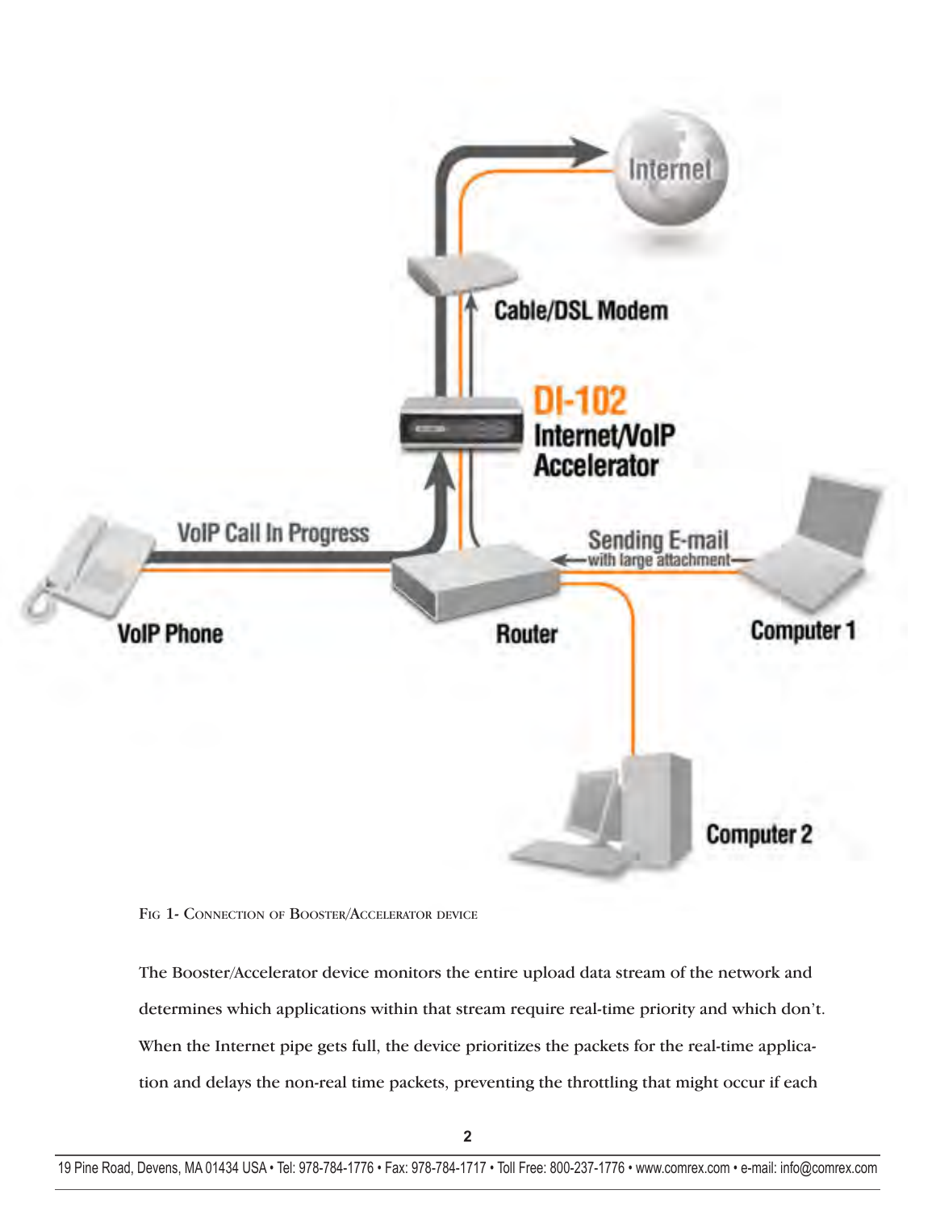Fig 1- Connection of Booster/Accelerator device

The Booster/Accelerator device monitors the entire upload data stream of the network and determines which applications within that stream require real-time priority and which don't. When the Internet pipe gets full, the device prioritizes the packets for the real-time application and delays the non-real time packets, preventing the throttling that might occur if each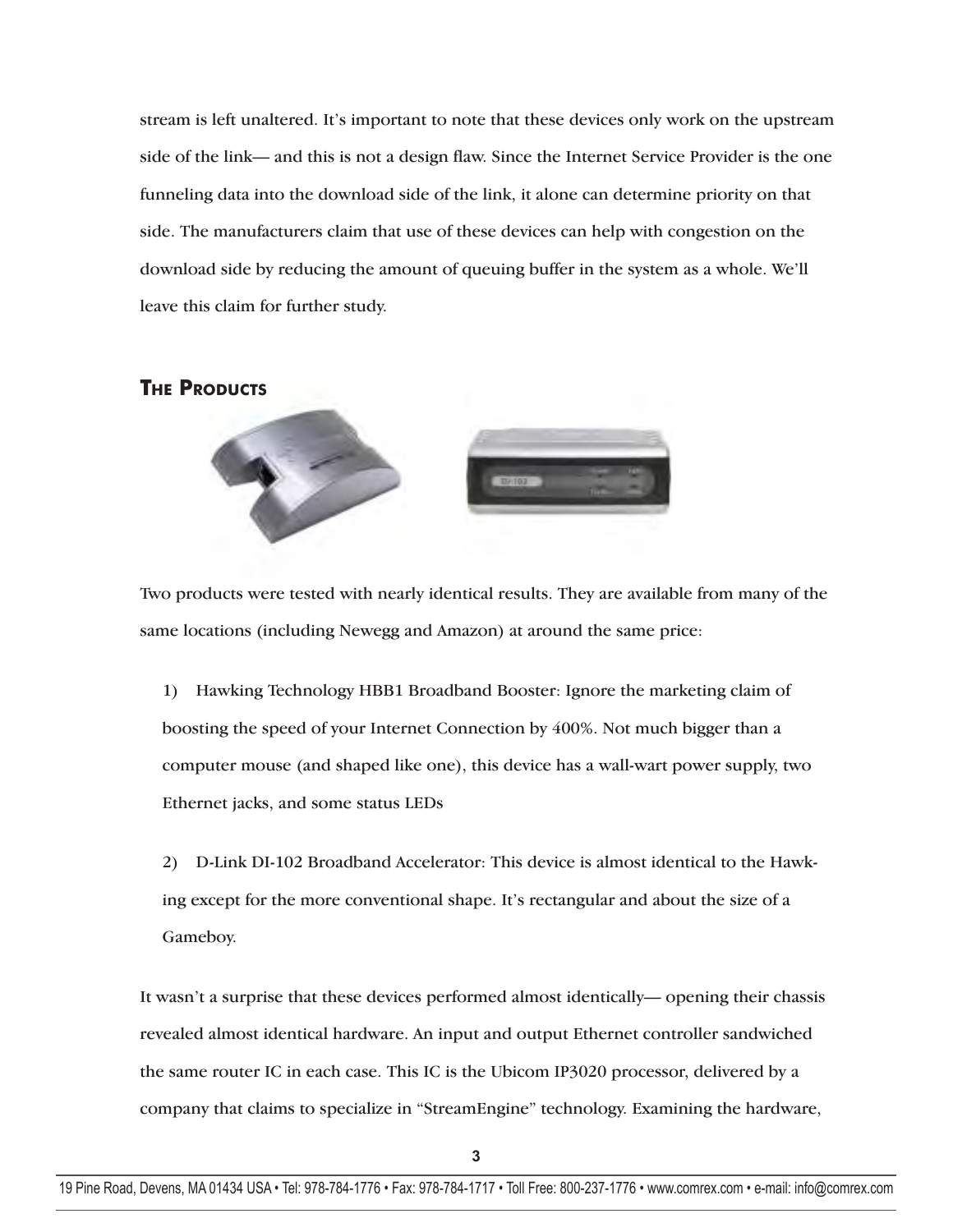stream is left unaltered. It's important to note that these devices only work on the upstream side of the link— and this is not a design flaw. Since the Internet Service Provider is the one funneling data into the download side of the link, it alone can determine priority on that side. The manufacturers claim that use of these devices can help with congestion on the download side by reducing the amount of queuing buffer in the system as a whole. We'll leave this claim for further study.

## The Products

Two products were tested with nearly identical results. They are available from many of the same locations (including Newegg and Amazon) at around the same price:

1) Hawking Technology HBB1 Broadband Booster: Ignore the marketing claim of boosting the speed of your Internet Connection by 400%. Not much bigger than a computer mouse (and shaped like one), this device has a wall-wart power supply, two Ethernet jacks, and some status LEDs

2) D-Link DI-102 Broadband Accelerator: This device is almost identical to the Hawking except for the more conventional shape. It's rectangular and about the size of a Gameboy.

It wasn't a surprise that these devices performed almost identically— opening their chassis revealed almost identical hardware. An input and output Ethernet controller sandwiched the same router IC in each case. This IC is the Ubicom IP3020 processor, delivered by a company that claims to specialize in "StreamEngine" technology. Examining the hardware,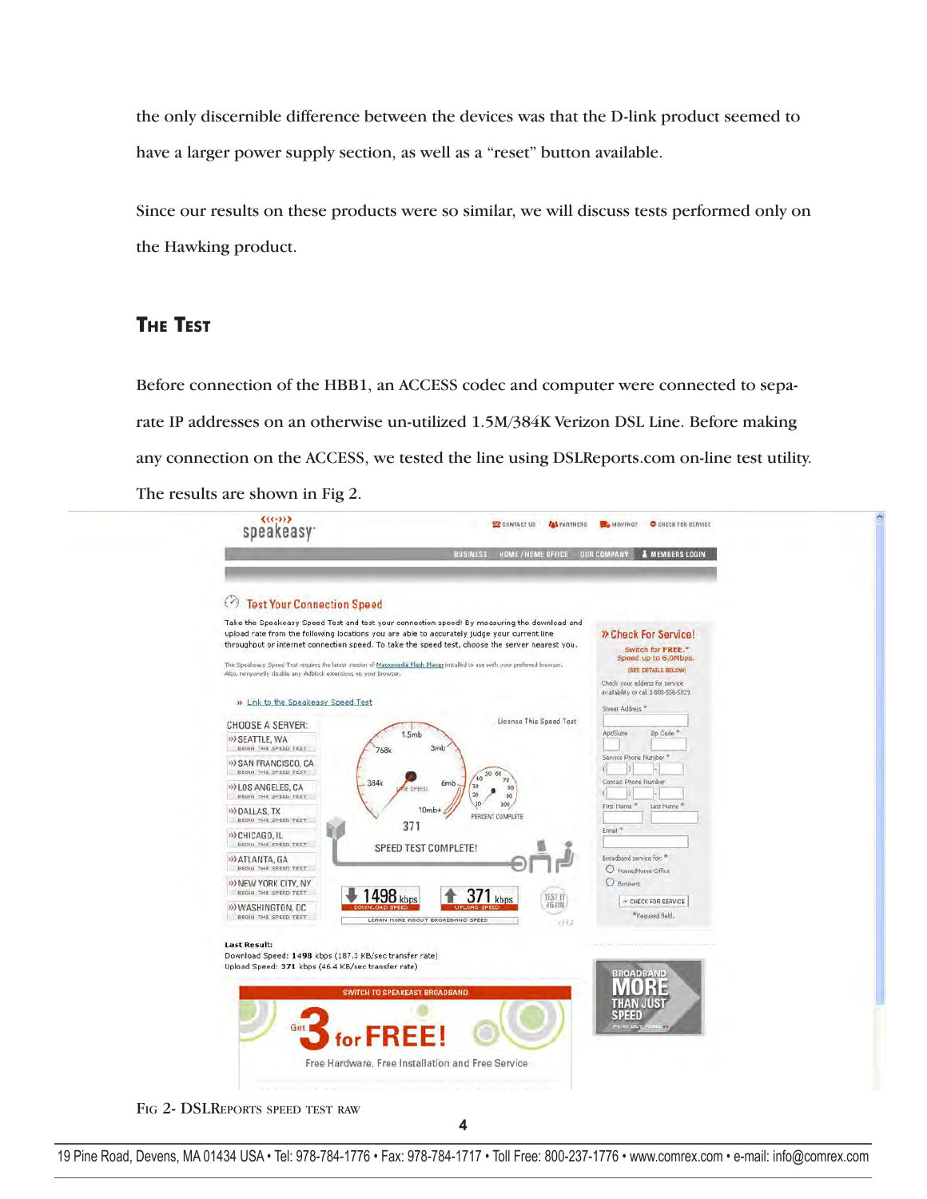the only discernible difference between the devices was that the D-link product seemed to have a larger power supply section, as well as a “reset” button available.

Since our results on these products were so similar, we will discuss tests performed only on the Hawking product.

## The Test

Before connection of the HBB1, an ACCESS codec and computer were connected to separate IP addresses on an otherwise un-utilized 1.5M/384K Verizon DSL Line. Before making any connection on the ACCESS, we tested the line using DSLReports.com on-line test utility. The results are shown in Fig 2.

Fig 2- DSLReports speed test raw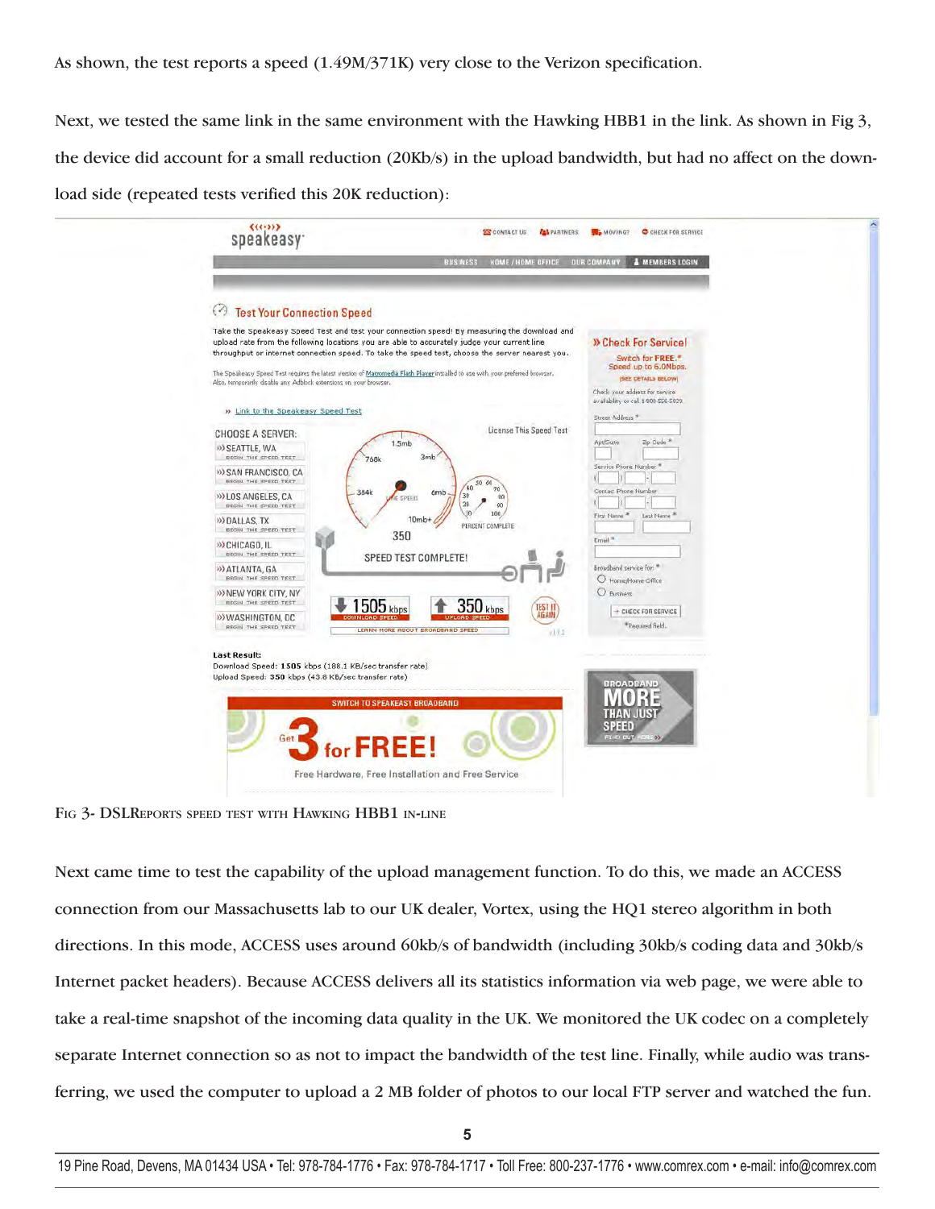As shown, the test reports a speed (1.49M/371K) very close to the Verizon specification.

Next, we tested the same link in the same environment with the Hawking HBB1 in the link. As shown in Fig 3, the device did account for a small reduction (20Kb/s) in the upload bandwidth, but had no affect on the download side (repeated tests verified this 20K reduction):

Fig 3- DSLReports speed test with Hawking HBB1 in-line

Next came time to test the capability of the upload management function. To do this, we made an ACCESS connection from our Massachusetts lab to our UK dealer, Vortex, using the HQ1 stereo algorithm in both directions. In this mode, ACCESS uses around 60kb/s of bandwidth (including 30kb/s coding data and 30kb/s Internet packet headers). Because ACCESS delivers all its statistics information via web page, we were able to take a real-time snapshot of the incoming data quality in the UK. We monitored the UK codec on a completely separate Internet connection so as not to impact the bandwidth of the test line. Finally, while audio was transferring, we used the computer to upload a 2 MB folder of photos to our local FTP server and watched the fun.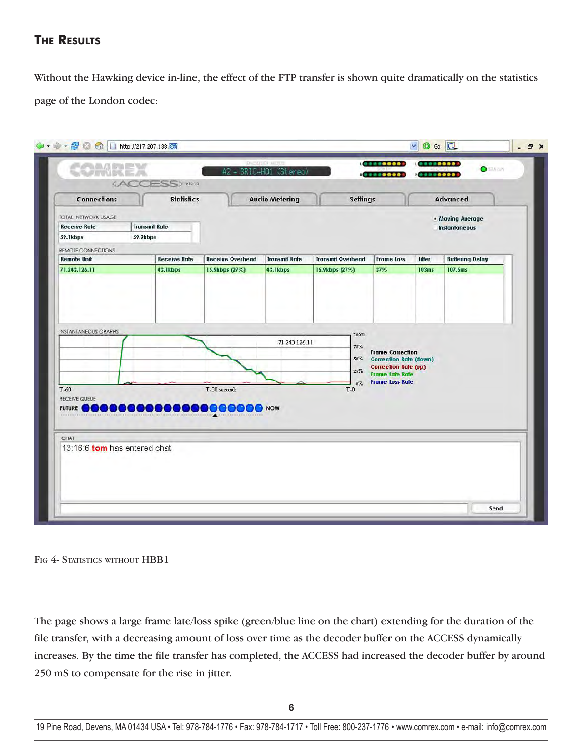## The Results

Without the Hawking device in-line, the effect of the FTP transfer is shown quite dramatically on the statistics page of the London codec:

Fig 4- Statistics without HBB1

The page shows a large frame late/loss spike (green/blue line on the chart) extending for the duration of the file transfer, with a decreasing amount of loss over time as the decoder buffer on the ACCESS dynamically increases. By the time the file transfer has completed, the ACCESS had increased the decoder buffer by around 250 mS to compensate for the rise in jitter.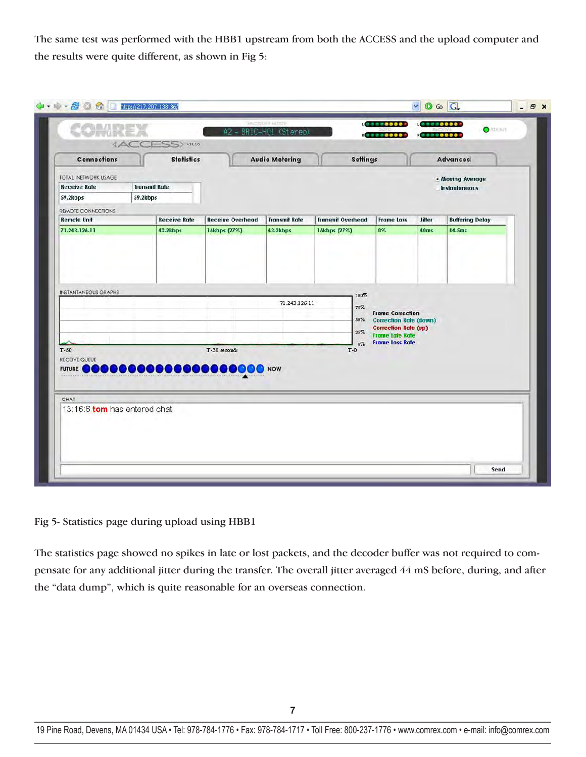The same test was performed with the HBB1 upstream from both the ACCESS and the upload computer and the results were quite different, as shown in Fig 5:

Fig 5- Statistics page during upload using HBB1

The statistics page showed no spikes in late or lost packets, and the decoder buffer was not required to compensate for any additional jitter during the transfer. The overall jitter averaged 44 mS before, during, and after the "data dump", which is quite reasonable for an overseas connection.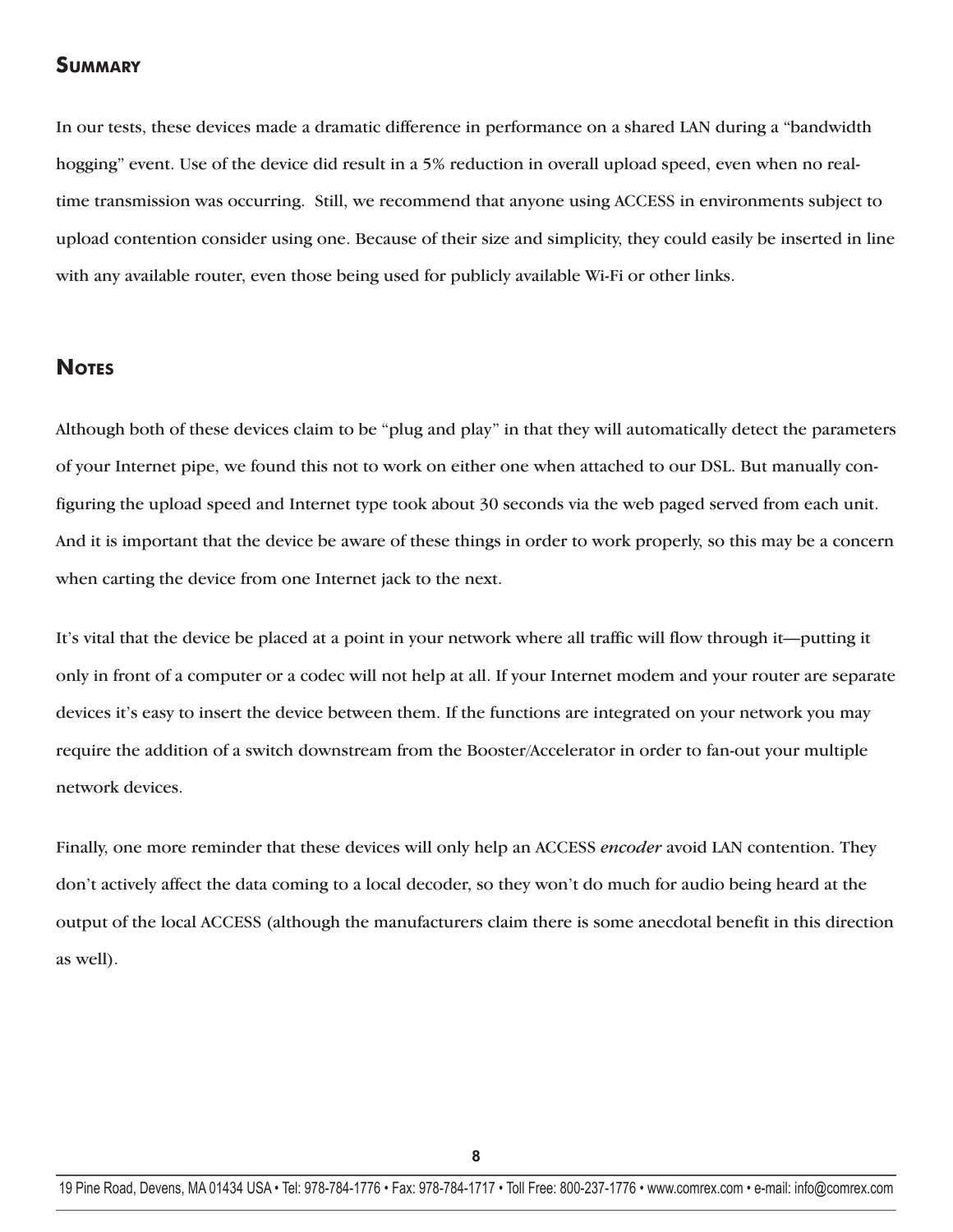## Summary

In our tests, these devices made a dramatic difference in performance on a shared LAN during a "bandwidth hogging" event. Use of the device did result in a 5% reduction in overall upload speed, even when no real-time transmission was occurring. Still, we recommend that anyone using ACCESS in environments subject to upload contention consider using one. Because of their size and simplicity, they could easily be inserted in line with any available router, even those being used for publicly available Wi-Fi or other links.

## Notes

Although both of these devices claim to be "plug and play" in that they will automatically detect the parameters of your Internet pipe, we found this not to work on either one when attached to our DSL. But manually configuring the upload speed and Internet type took about 30 seconds via the web paged served from each unit. And it is important that the device be aware of these things in order to work properly, so this may be a concern when carting the device from one Internet jack to the next.

It's vital that the device be placed at a point in your network where all traffic will flow through it—putting it only in front of a computer or a codec will not help at all. If your Internet modem and your router are separate devices it's easy to insert the device between them. If the functions are integrated on your network you may require the addition of a switch downstream from the Booster/Accelerator in order to fan-out your multiple network devices.

Finally, one more reminder that these devices will only help an ACCESS *encoder* avoid LAN contention. They don't actively affect the data coming to a local decoder, so they won't do much for audio being heard at the output of the local ACCESS (although the manufacturers claim there is some anecdotal benefit in this direction as well).